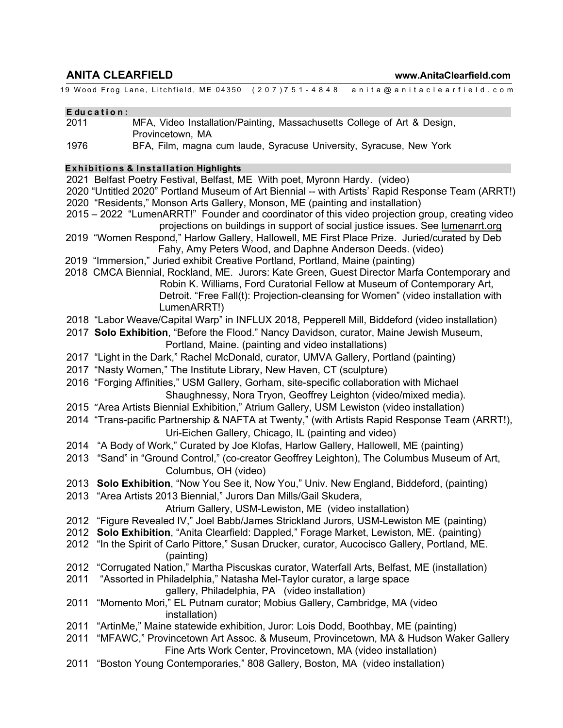# ANITA CLEARFIELD

**www.AnitaClearfield.com**

19 Wood Frog Lane, Litchfield, ME 04350 (207)751-4848 anita@anitaclearfield.com

## Education:

2011 MFA, Video Installation/Painting, Massachusetts College of Art & Design, Provincetown, MA

1976 BFA, Film, magna cum laude, Syracuse University, Syracuse, New York

## Exhibitions & Installation Highlights

2021 Belfast Poetry Festival, Belfast, ME With poet, Myronn Hardy. (video)

2020 "Untitled 2020" Portland Museum of Art Biennial -- with Artists' Rapid Response Team (ARRT!)

2020 "Residents," Monson Arts Gallery, Monson, ME (painting and installation)

2015 – 2022 "LumenARRT!" Founder and coordinator of this video projection group, creating video projections on buildings in support of social justice issues. See lumenarrt.org

2019 "Women Respond," Harlow Gallery, Hallowell, ME First Place Prize. Juried/curated by Deb Fahy, Amy Peters Wood, and Daphne Anderson Deeds. (video)

2019 "Immersion," Juried exhibit Creative Portland, Portland, Maine (painting)

2018 CMCA Biennial, Rockland, ME. Jurors: Kate Green, Guest Director Marfa Contemporary and Robin K. Williams, Ford Curatorial Fellow at Museum of Contemporary Art, Detroit. "Free Fall(t): Projection-cleansing for Women" (video installation with LumenARRT!)

2018 "Labor Weave/Capital Warp" in INFLUX 2018, Pepperell Mill, Biddeford (video installation)

2017 **Solo Exhibition**, "Before the Flood." Nancy Davidson, curator, Maine Jewish Museum, Portland, Maine. (painting and video installations)

2017 "Light in the Dark," Rachel McDonald, curator, UMVA Gallery, Portland (painting)

2017 "Nasty Women," The Institute Library, New Haven, CT (sculpture)

2016 "Forging Affinities," USM Gallery, Gorham, site-specific collaboration with Michael Shaughnessy, Nora Tryon, Geoffrey Leighton (video/mixed media).

2015 "Area Artists Biennial Exhibition," Atrium Gallery, USM Lewiston (video installation)

2014 "Trans-pacific Partnership & NAFTA at Twenty," (with Artists Rapid Response Team (ARRT!), Uri-Eichen Gallery, Chicago, IL (painting and video)

2014 "A Body of Work," Curated by Joe Klofas, Harlow Gallery, Hallowell, ME (painting)

2013 "Sand" in "Ground Control," (co-creator Geoffrey Leighton), The Columbus Museum of Art, Columbus, OH (video)

2013 **Solo Exhibition**, "Now You See it, Now You," Univ. New England, Biddeford, (painting)

2013 "Area Artists 2013 Biennial," Jurors Dan Mills/Gail Skudera, Atrium Gallery, USM-Lewiston, ME (video installation)

2012 "Figure Revealed IV," Joel Babb/James Strickland Jurors, USM-Lewiston ME (painting)

2012 **Solo Exhibition**, "Anita Clearfield: Dappled," Forage Market, Lewiston, ME. (painting)

2012 "In the Spirit of Carlo Pittore," Susan Drucker, curator, Aucocisco Gallery, Portland, ME. (painting)

2012 "Corrugated Nation," Martha Piscuskas curator, Waterfall Arts, Belfast, ME (installation)

2011 "Assorted in Philadelphia," Natasha Mel-Taylor curator, a large space gallery, Philadelphia, PA (video installation)

2011 "Momento Mori," EL Putnam curator; Mobius Gallery, Cambridge, MA (video installation)

2011 "ArtinMe," Maine statewide exhibition, Juror: Lois Dodd, Boothbay, ME (painting)

2011 "MFAWC," Provincetown Art Assoc. & Museum, Provincetown, MA & Hudson Waker Gallery Fine Arts Work Center, Provincetown, MA (video installation)

2011 "Boston Young Contemporaries," 808 Gallery, Boston, MA (video installation)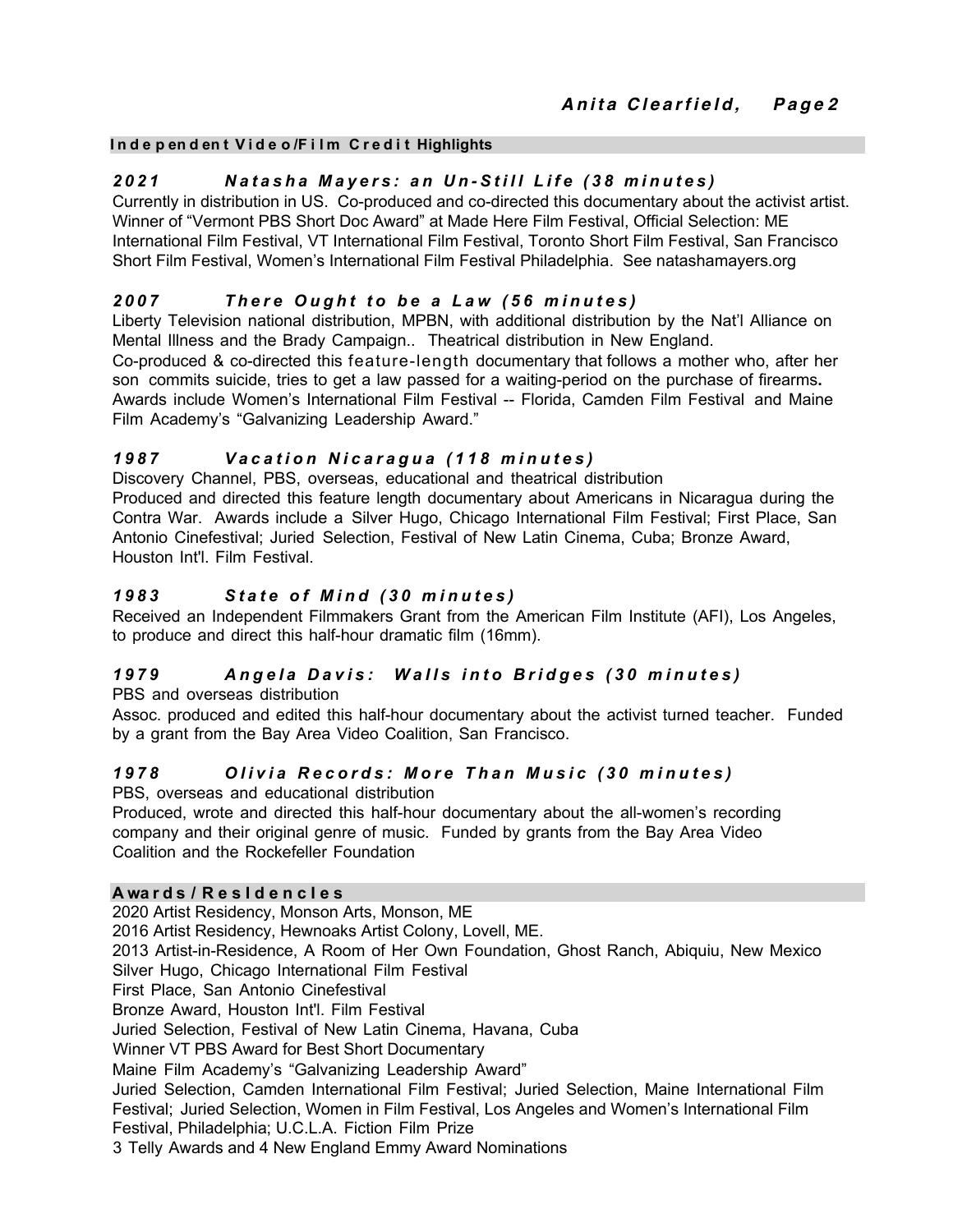## Independent Video/Film Credit Highlights

### *2021 Natasha Mayers: an Un-Still Life (38 minutes)*

Currently in distribution in US. Co-produced and co-directed this documentary about the activist artist. Winner of "Vermont PBS Short Doc Award" at Made Here Film Festival, Official Selection: ME International Film Festival, VT International Film Festival, Toronto Short Film Festival, San Francisco Short Film Festival, Women's International Film Festival Philadelphia. See natashamayers.org

### *2007 There Ought to be a Law (56 minutes)*

Liberty Television national distribution, MPBN, with additional distribution by the Nat'l Alliance on Mental Illness and the Brady Campaign.. Theatrical distribution in New England.
Co-produced & co-directed this feature-length documentary that follows a mother who, after her son commits suicide, tries to get a law passed for a waiting-period on the purchase of firearms**.** Awards include Women's International Film Festival -- Florida, Camden Film Festival and Maine Film Academy's "Galvanizing Leadership Award."

### *1987 Vacation Nicaragua (118 minutes)*

Discovery Channel, PBS, overseas, educational and theatrical distribution
Produced and directed this feature length documentary about Americans in Nicaragua during the Contra War. Awards include a Silver Hugo, Chicago International Film Festival; First Place, San Antonio Cinefestival; Juried Selection, Festival of New Latin Cinema, Cuba; Bronze Award, Houston Int'l. Film Festival.

### *1983 State of Mind (30 minutes)*

Received an Independent Filmmakers Grant from the American Film Institute (AFI), Los Angeles, to produce and direct this half-hour dramatic film (16mm).

### *1979 Angela Davis: Walls into Bridges (30 minutes)*

PBS and overseas distribution
Assoc. produced and edited this half-hour documentary about the activist turned teacher. Funded by a grant from the Bay Area Video Coalition, San Francisco.

### *1978 Olivia Records: More Than Music (30 minutes)*

PBS, overseas and educational distribution
Produced, wrote and directed this half-hour documentary about the all-women's recording company and their original genre of music. Funded by grants from the Bay Area Video Coalition and the Rockefeller Foundation

## Awards / Residencies

2020 Artist Residency, Monson Arts, Monson, ME
2016 Artist Residency, Hewnoaks Artist Colony, Lovell, ME.
2013 Artist-in-Residence, A Room of Her Own Foundation, Ghost Ranch, Abiquiu, New Mexico
Silver Hugo, Chicago International Film Festival
First Place, San Antonio Cinefestival
Bronze Award, Houston Int'l. Film Festival
Juried Selection, Festival of New Latin Cinema, Havana, Cuba
Winner VT PBS Award for Best Short Documentary
Maine Film Academy's "Galvanizing Leadership Award"
Juried Selection, Camden International Film Festival; Juried Selection, Maine International Film Festival; Juried Selection, Women in Film Festival, Los Angeles and Women's International Film Festival, Philadelphia; U.C.L.A. Fiction Film Prize
3 Telly Awards and 4 New England Emmy Award Nominations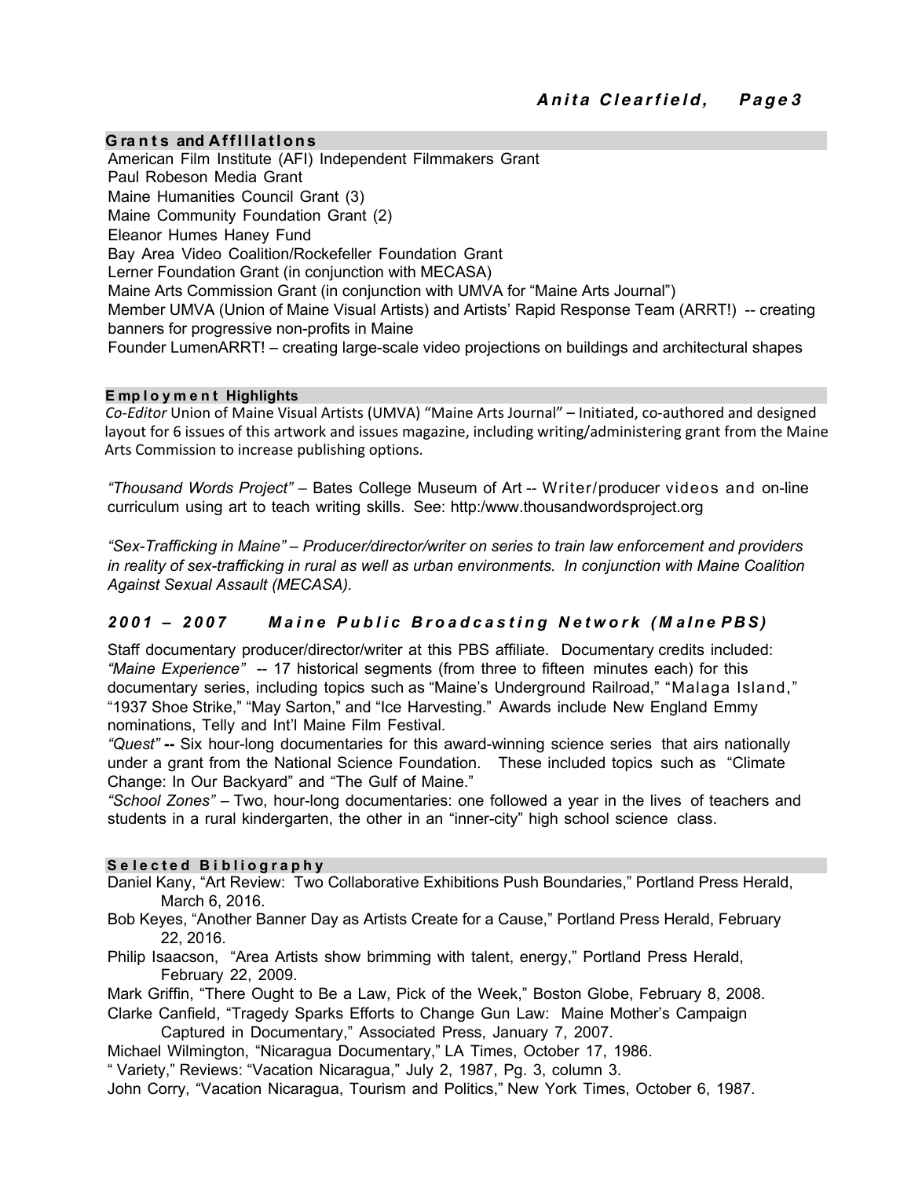## Grants and Affiliations

American Film Institute (AFI) Independent Filmmakers Grant
Paul Robeson Media Grant
Maine Humanities Council Grant (3)
Maine Community Foundation Grant (2)
Eleanor Humes Haney Fund
Bay Area Video Coalition/Rockefeller Foundation Grant
Lerner Foundation Grant (in conjunction with MECASA)
Maine Arts Commission Grant (in conjunction with UMVA for "Maine Arts Journal")
Member UMVA (Union of Maine Visual Artists) and Artists' Rapid Response Team (ARRT!) -- creating banners for progressive non-profits in Maine
Founder LumenARRT! – creating large-scale video projections on buildings and architectural shapes

## Employment Highlights

*Co-Editor* Union of Maine Visual Artists (UMVA) "Maine Arts Journal" – Initiated, co-authored and designed layout for 6 issues of this artwork and issues magazine, including writing/administering grant from the Maine Arts Commission to increase publishing options.

*"Thousand Words Project"* – Bates College Museum of Art -- Writer/producer videos and on-line curriculum using art to teach writing skills. See: http:/www.thousandwordsproject.org

*"Sex-Trafficking in Maine" – Producer/director/writer on series to train law enforcement and providers in reality of sex-trafficking in rural as well as urban environments. In conjunction with Maine Coalition Against Sexual Assault (MECASA).*

### *2001 – 2007 Maine Public Broadcasting Network (Maine PBS)*

Staff documentary producer/director/writer at this PBS affiliate. Documentary credits included:
*"Maine Experience"* -- 17 historical segments (from three to fifteen minutes each) for this documentary series, including topics such as "Maine's Underground Railroad," "Malaga Island," "1937 Shoe Strike," "May Sarton," and "Ice Harvesting." Awards include New England Emmy nominations, Telly and Int'l Maine Film Festival.
*"Quest"* **--** Six hour-long documentaries for this award-winning science series that airs nationally under a grant from the National Science Foundation. These included topics such as "Climate Change: In Our Backyard" and "The Gulf of Maine."
*"School Zones"* – Two, hour-long documentaries: one followed a year in the lives of teachers and students in a rural kindergarten, the other in an "inner-city" high school science class.

## Selected Bibliography

Daniel Kany, "Art Review: Two Collaborative Exhibitions Push Boundaries," Portland Press Herald, March 6, 2016.
Bob Keyes, "Another Banner Day as Artists Create for a Cause," Portland Press Herald, February 22, 2016.
Philip Isaacson, "Area Artists show brimming with talent, energy," Portland Press Herald, February 22, 2009.
Mark Griffin, "There Ought to Be a Law, Pick of the Week," Boston Globe, February 8, 2008.
Clarke Canfield, "Tragedy Sparks Efforts to Change Gun Law: Maine Mother's Campaign Captured in Documentary," Associated Press, January 7, 2007.
Michael Wilmington, "Nicaragua Documentary," LA Times, October 17, 1986.
" Variety," Reviews: "Vacation Nicaragua," July 2, 1987, Pg. 3, column 3.
John Corry, "Vacation Nicaragua, Tourism and Politics," New York Times, October 6, 1987.